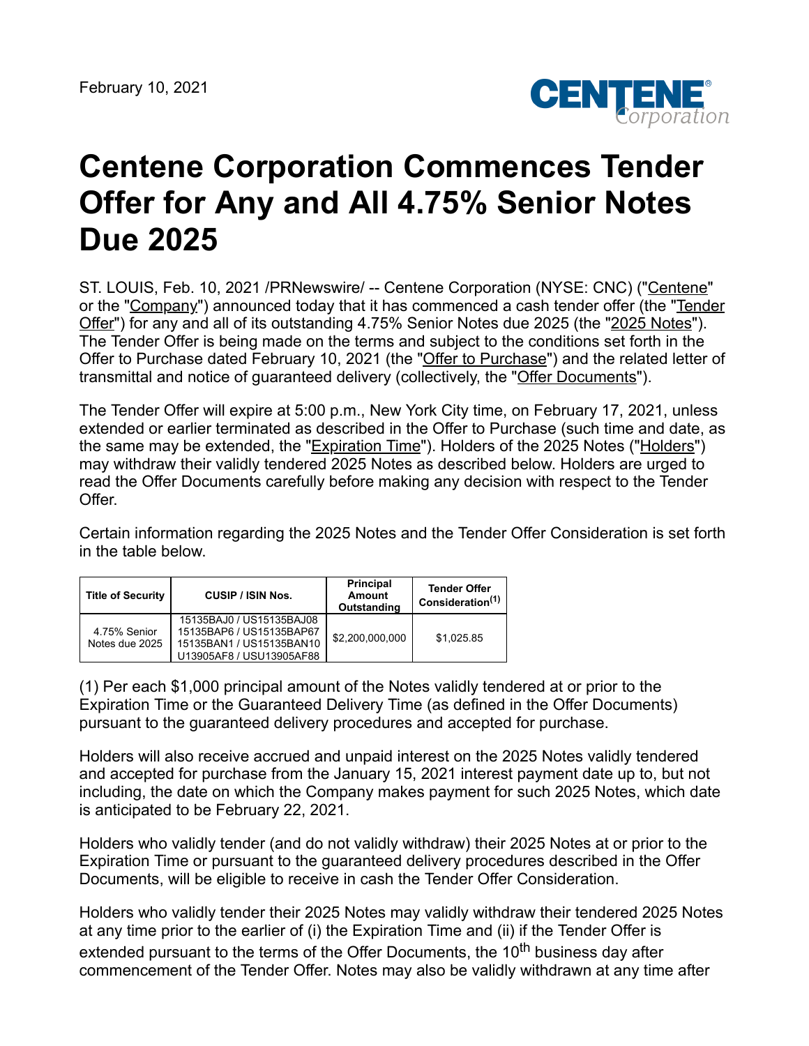February 10, 2021

# Centene Corporation Commences Tender Offer for Any and All 4.75% Senior Notes Due 2025

ST. LOUIS, Feb. 10, 2021 /PRNewswire/ -- Centene Corporation (NYSE: CNC) ("Centene" or the "Company") announced today that it has commenced a cash tender offer (the "Tender Offer") for any and all of its outstanding 4.75% Senior Notes due 2025 (the "2025 Notes"). The Tender Offer is being made on the terms and subject to the conditions set forth in the Offer to Purchase dated February 10, 2021 (the "Offer to Purchase") and the related letter of transmittal and notice of guaranteed delivery (collectively, the "Offer Documents").

The Tender Offer will expire at 5:00 p.m., New York City time, on February 17, 2021, unless extended or earlier terminated as described in the Offer to Purchase (such time and date, as the same may be extended, the "Expiration Time"). Holders of the 2025 Notes ("Holders") may withdraw their validly tendered 2025 Notes as described below. Holders are urged to read the Offer Documents carefully before making any decision with respect to the Tender Offer.

Certain information regarding the 2025 Notes and the Tender Offer Consideration is set forth in the table below.

| Title of Security | CUSIP / ISIN Nos. | Principal Amount Outstanding | Tender Offer Consideration(1) |
|---|---|---|---|
| 4.75% Senior Notes due 2025 | 15135BAJ0 / US15135BAJ08<br>15135BAP6 / US15135BAP67<br>15135BAN1 / US15135BAN10<br>U13905AF8 / USU13905AF88 | $2,200,000,000 | $1,025.85 |

(1) Per each $1,000 principal amount of the Notes validly tendered at or prior to the Expiration Time or the Guaranteed Delivery Time (as defined in the Offer Documents) pursuant to the guaranteed delivery procedures and accepted for purchase.

Holders will also receive accrued and unpaid interest on the 2025 Notes validly tendered and accepted for purchase from the January 15, 2021 interest payment date up to, but not including, the date on which the Company makes payment for such 2025 Notes, which date is anticipated to be February 22, 2021.

Holders who validly tender (and do not validly withdraw) their 2025 Notes at or prior to the Expiration Time or pursuant to the guaranteed delivery procedures described in the Offer Documents, will be eligible to receive in cash the Tender Offer Consideration.

Holders who validly tender their 2025 Notes may validly withdraw their tendered 2025 Notes at any time prior to the earlier of (i) the Expiration Time and (ii) if the Tender Offer is extended pursuant to the terms of the Offer Documents, the 10th business day after commencement of the Tender Offer. Notes may also be validly withdrawn at any time after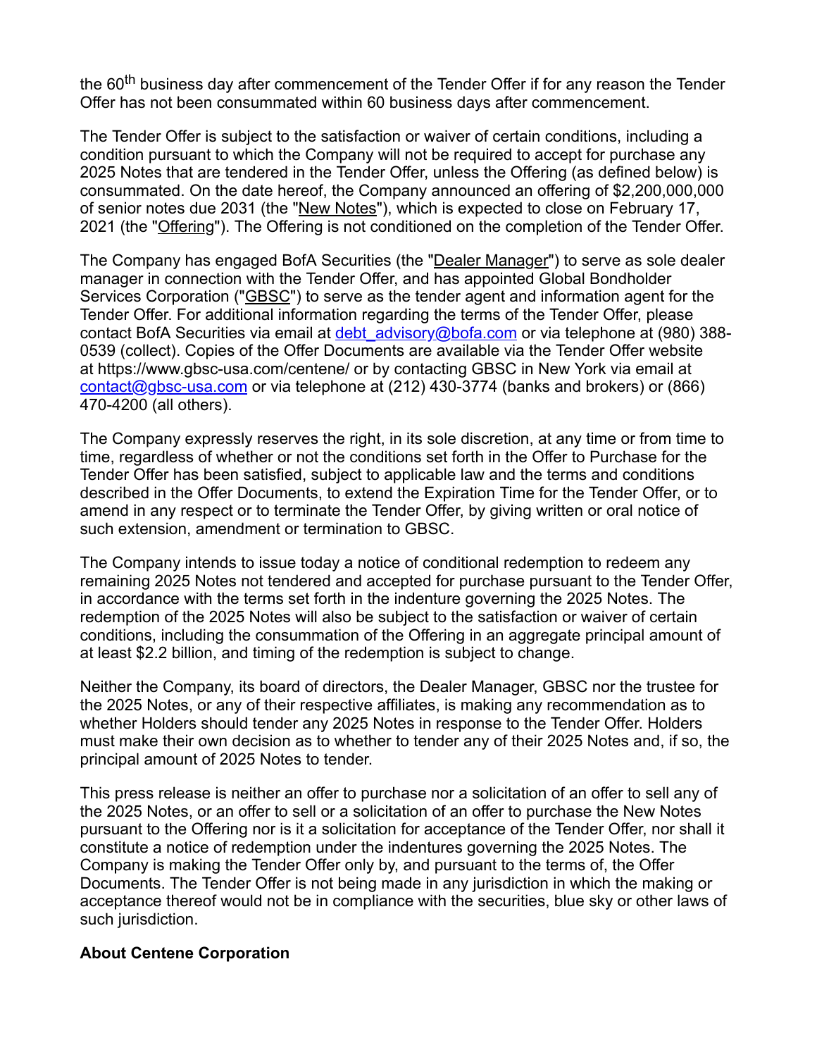the 60th business day after commencement of the Tender Offer if for any reason the Tender Offer has not been consummated within 60 business days after commencement.

The Tender Offer is subject to the satisfaction or waiver of certain conditions, including a condition pursuant to which the Company will not be required to accept for purchase any 2025 Notes that are tendered in the Tender Offer, unless the Offering (as defined below) is consummated. On the date hereof, the Company announced an offering of $2,200,000,000 of senior notes due 2031 (the "New Notes"), which is expected to close on February 17, 2021 (the "Offering"). The Offering is not conditioned on the completion of the Tender Offer.

The Company has engaged BofA Securities (the "Dealer Manager") to serve as sole dealer manager in connection with the Tender Offer, and has appointed Global Bondholder Services Corporation ("GBSC") to serve as the tender agent and information agent for the Tender Offer. For additional information regarding the terms of the Tender Offer, please contact BofA Securities via email at debt_advisory@bofa.com or via telephone at (980) 388-0539 (collect). Copies of the Offer Documents are available via the Tender Offer website at https://www.gbsc-usa.com/centene/ or by contacting GBSC in New York via email at contact@gbsc-usa.com or via telephone at (212) 430-3774 (banks and brokers) or (866) 470-4200 (all others).

The Company expressly reserves the right, in its sole discretion, at any time or from time to time, regardless of whether or not the conditions set forth in the Offer to Purchase for the Tender Offer has been satisfied, subject to applicable law and the terms and conditions described in the Offer Documents, to extend the Expiration Time for the Tender Offer, or to amend in any respect or to terminate the Tender Offer, by giving written or oral notice of such extension, amendment or termination to GBSC.

The Company intends to issue today a notice of conditional redemption to redeem any remaining 2025 Notes not tendered and accepted for purchase pursuant to the Tender Offer, in accordance with the terms set forth in the indenture governing the 2025 Notes. The redemption of the 2025 Notes will also be subject to the satisfaction or waiver of certain conditions, including the consummation of the Offering in an aggregate principal amount of at least $2.2 billion, and timing of the redemption is subject to change.

Neither the Company, its board of directors, the Dealer Manager, GBSC nor the trustee for the 2025 Notes, or any of their respective affiliates, is making any recommendation as to whether Holders should tender any 2025 Notes in response to the Tender Offer. Holders must make their own decision as to whether to tender any of their 2025 Notes and, if so, the principal amount of 2025 Notes to tender.

This press release is neither an offer to purchase nor a solicitation of an offer to sell any of the 2025 Notes, or an offer to sell or a solicitation of an offer to purchase the New Notes pursuant to the Offering nor is it a solicitation for acceptance of the Tender Offer, nor shall it constitute a notice of redemption under the indentures governing the 2025 Notes. The Company is making the Tender Offer only by, and pursuant to the terms of, the Offer Documents. The Tender Offer is not being made in any jurisdiction in which the making or acceptance thereof would not be in compliance with the securities, blue sky or other laws of such jurisdiction.

**About Centene Corporation**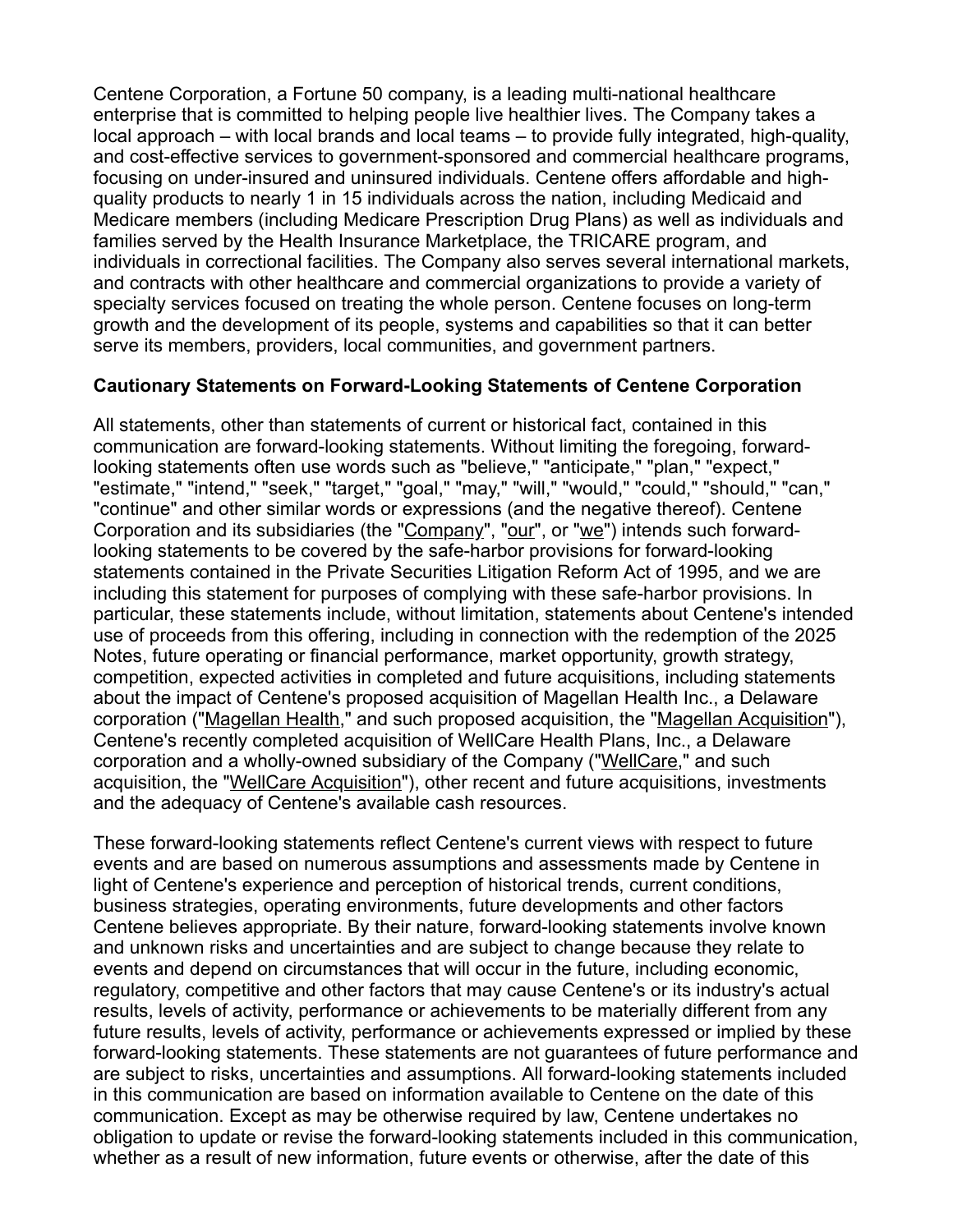Centene Corporation, a Fortune 50 company, is a leading multi-national healthcare enterprise that is committed to helping people live healthier lives. The Company takes a local approach – with local brands and local teams – to provide fully integrated, high-quality, and cost-effective services to government-sponsored and commercial healthcare programs, focusing on under-insured and uninsured individuals. Centene offers affordable and high-quality products to nearly 1 in 15 individuals across the nation, including Medicaid and Medicare members (including Medicare Prescription Drug Plans) as well as individuals and families served by the Health Insurance Marketplace, the TRICARE program, and individuals in correctional facilities. The Company also serves several international markets, and contracts with other healthcare and commercial organizations to provide a variety of specialty services focused on treating the whole person. Centene focuses on long-term growth and the development of its people, systems and capabilities so that it can better serve its members, providers, local communities, and government partners.

**Cautionary Statements on Forward-Looking Statements of Centene Corporation**

All statements, other than statements of current or historical fact, contained in this communication are forward-looking statements. Without limiting the foregoing, forward-looking statements often use words such as "believe," "anticipate," "plan," "expect," "estimate," "intend," "seek," "target," "goal," "may," "will," "would," "could," "should," "can," "continue" and other similar words or expressions (and the negative thereof). Centene Corporation and its subsidiaries (the "Company", "our", or "we") intends such forward-looking statements to be covered by the safe-harbor provisions for forward-looking statements contained in the Private Securities Litigation Reform Act of 1995, and we are including this statement for purposes of complying with these safe-harbor provisions. In particular, these statements include, without limitation, statements about Centene's intended use of proceeds from this offering, including in connection with the redemption of the 2025 Notes, future operating or financial performance, market opportunity, growth strategy, competition, expected activities in completed and future acquisitions, including statements about the impact of Centene's proposed acquisition of Magellan Health Inc., a Delaware corporation ("Magellan Health," and such proposed acquisition, the "Magellan Acquisition"), Centene's recently completed acquisition of WellCare Health Plans, Inc., a Delaware corporation and a wholly-owned subsidiary of the Company ("WellCare," and such acquisition, the "WellCare Acquisition"), other recent and future acquisitions, investments and the adequacy of Centene's available cash resources.

These forward-looking statements reflect Centene's current views with respect to future events and are based on numerous assumptions and assessments made by Centene in light of Centene's experience and perception of historical trends, current conditions, business strategies, operating environments, future developments and other factors Centene believes appropriate. By their nature, forward-looking statements involve known and unknown risks and uncertainties and are subject to change because they relate to events and depend on circumstances that will occur in the future, including economic, regulatory, competitive and other factors that may cause Centene's or its industry's actual results, levels of activity, performance or achievements to be materially different from any future results, levels of activity, performance or achievements expressed or implied by these forward-looking statements. These statements are not guarantees of future performance and are subject to risks, uncertainties and assumptions. All forward-looking statements included in this communication are based on information available to Centene on the date of this communication. Except as may be otherwise required by law, Centene undertakes no obligation to update or revise the forward-looking statements included in this communication, whether as a result of new information, future events or otherwise, after the date of this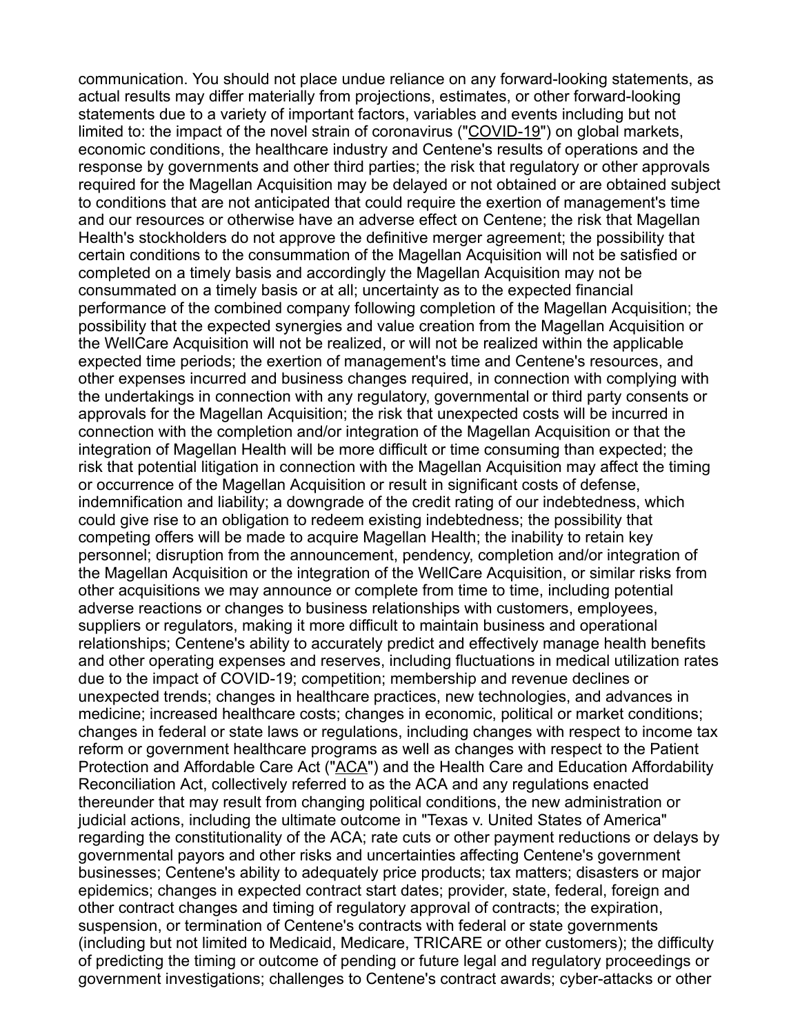communication. You should not place undue reliance on any forward-looking statements, as actual results may differ materially from projections, estimates, or other forward-looking statements due to a variety of important factors, variables and events including but not limited to: the impact of the novel strain of coronavirus ("COVID-19") on global markets, economic conditions, the healthcare industry and Centene's results of operations and the response by governments and other third parties; the risk that regulatory or other approvals required for the Magellan Acquisition may be delayed or not obtained or are obtained subject to conditions that are not anticipated that could require the exertion of management's time and our resources or otherwise have an adverse effect on Centene; the risk that Magellan Health's stockholders do not approve the definitive merger agreement; the possibility that certain conditions to the consummation of the Magellan Acquisition will not be satisfied or completed on a timely basis and accordingly the Magellan Acquisition may not be consummated on a timely basis or at all; uncertainty as to the expected financial performance of the combined company following completion of the Magellan Acquisition; the possibility that the expected synergies and value creation from the Magellan Acquisition or the WellCare Acquisition will not be realized, or will not be realized within the applicable expected time periods; the exertion of management's time and Centene's resources, and other expenses incurred and business changes required, in connection with complying with the undertakings in connection with any regulatory, governmental or third party consents or approvals for the Magellan Acquisition; the risk that unexpected costs will be incurred in connection with the completion and/or integration of the Magellan Acquisition or that the integration of Magellan Health will be more difficult or time consuming than expected; the risk that potential litigation in connection with the Magellan Acquisition may affect the timing or occurrence of the Magellan Acquisition or result in significant costs of defense, indemnification and liability; a downgrade of the credit rating of our indebtedness, which could give rise to an obligation to redeem existing indebtedness; the possibility that competing offers will be made to acquire Magellan Health; the inability to retain key personnel; disruption from the announcement, pendency, completion and/or integration of the Magellan Acquisition or the integration of the WellCare Acquisition, or similar risks from other acquisitions we may announce or complete from time to time, including potential adverse reactions or changes to business relationships with customers, employees, suppliers or regulators, making it more difficult to maintain business and operational relationships; Centene's ability to accurately predict and effectively manage health benefits and other operating expenses and reserves, including fluctuations in medical utilization rates due to the impact of COVID-19; competition; membership and revenue declines or unexpected trends; changes in healthcare practices, new technologies, and advances in medicine; increased healthcare costs; changes in economic, political or market conditions; changes in federal or state laws or regulations, including changes with respect to income tax reform or government healthcare programs as well as changes with respect to the Patient Protection and Affordable Care Act ("ACA") and the Health Care and Education Affordability Reconciliation Act, collectively referred to as the ACA and any regulations enacted thereunder that may result from changing political conditions, the new administration or judicial actions, including the ultimate outcome in "Texas v. United States of America" regarding the constitutionality of the ACA; rate cuts or other payment reductions or delays by governmental payors and other risks and uncertainties affecting Centene's government businesses; Centene's ability to adequately price products; tax matters; disasters or major epidemics; changes in expected contract start dates; provider, state, federal, foreign and other contract changes and timing of regulatory approval of contracts; the expiration, suspension, or termination of Centene's contracts with federal or state governments (including but not limited to Medicaid, Medicare, TRICARE or other customers); the difficulty of predicting the timing or outcome of pending or future legal and regulatory proceedings or government investigations; challenges to Centene's contract awards; cyber-attacks or other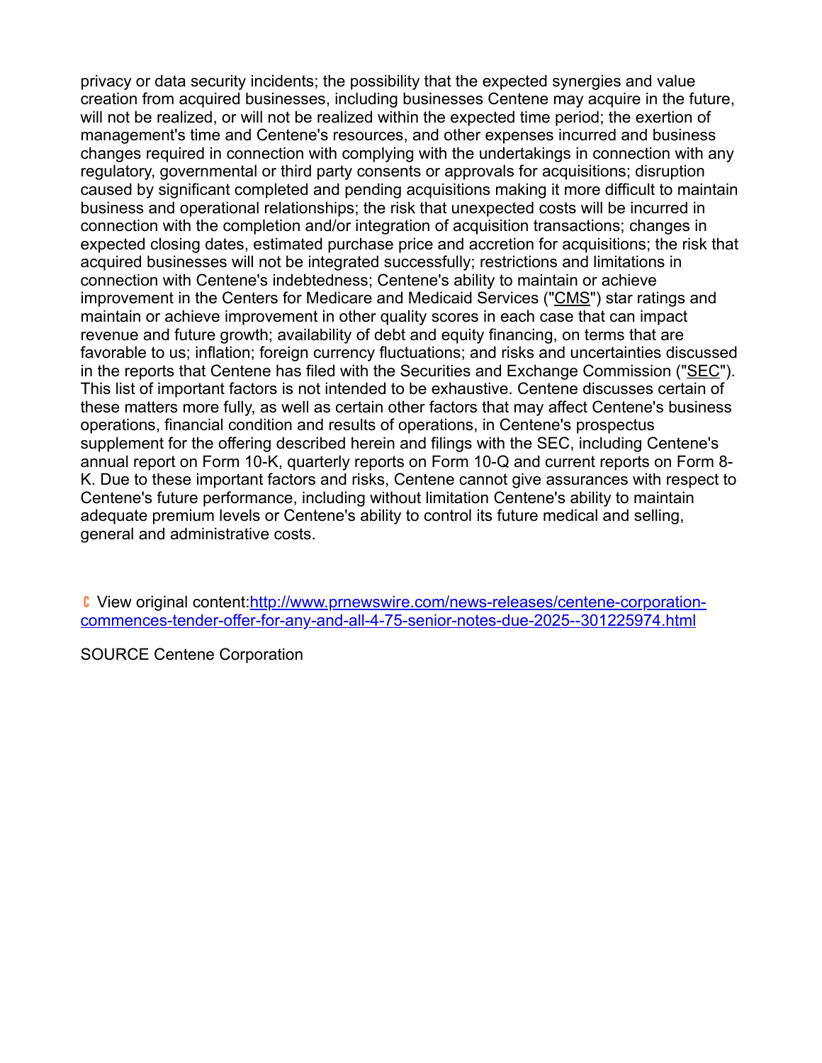privacy or data security incidents; the possibility that the expected synergies and value creation from acquired businesses, including businesses Centene may acquire in the future, will not be realized, or will not be realized within the expected time period; the exertion of management's time and Centene's resources, and other expenses incurred and business changes required in connection with complying with the undertakings in connection with any regulatory, governmental or third party consents or approvals for acquisitions; disruption caused by significant completed and pending acquisitions making it more difficult to maintain business and operational relationships; the risk that unexpected costs will be incurred in connection with the completion and/or integration of acquisition transactions; changes in expected closing dates, estimated purchase price and accretion for acquisitions; the risk that acquired businesses will not be integrated successfully; restrictions and limitations in connection with Centene's indebtedness; Centene's ability to maintain or achieve improvement in the Centers for Medicare and Medicaid Services ("CMS") star ratings and maintain or achieve improvement in other quality scores in each case that can impact revenue and future growth; availability of debt and equity financing, on terms that are favorable to us; inflation; foreign currency fluctuations; and risks and uncertainties discussed in the reports that Centene has filed with the Securities and Exchange Commission ("SEC"). This list of important factors is not intended to be exhaustive. Centene discusses certain of these matters more fully, as well as certain other factors that may affect Centene's business operations, financial condition and results of operations, in Centene's prospectus supplement for the offering described herein and filings with the SEC, including Centene's annual report on Form 10-K, quarterly reports on Form 10-Q and current reports on Form 8-K. Due to these important factors and risks, Centene cannot give assurances with respect to Centene's future performance, including without limitation Centene's ability to maintain adequate premium levels or Centene's ability to control its future medical and selling, general and administrative costs.

View original content:http://www.prnewswire.com/news-releases/centene-corporation-commences-tender-offer-for-any-and-all-4-75-senior-notes-due-2025--301225974.html

SOURCE Centene Corporation